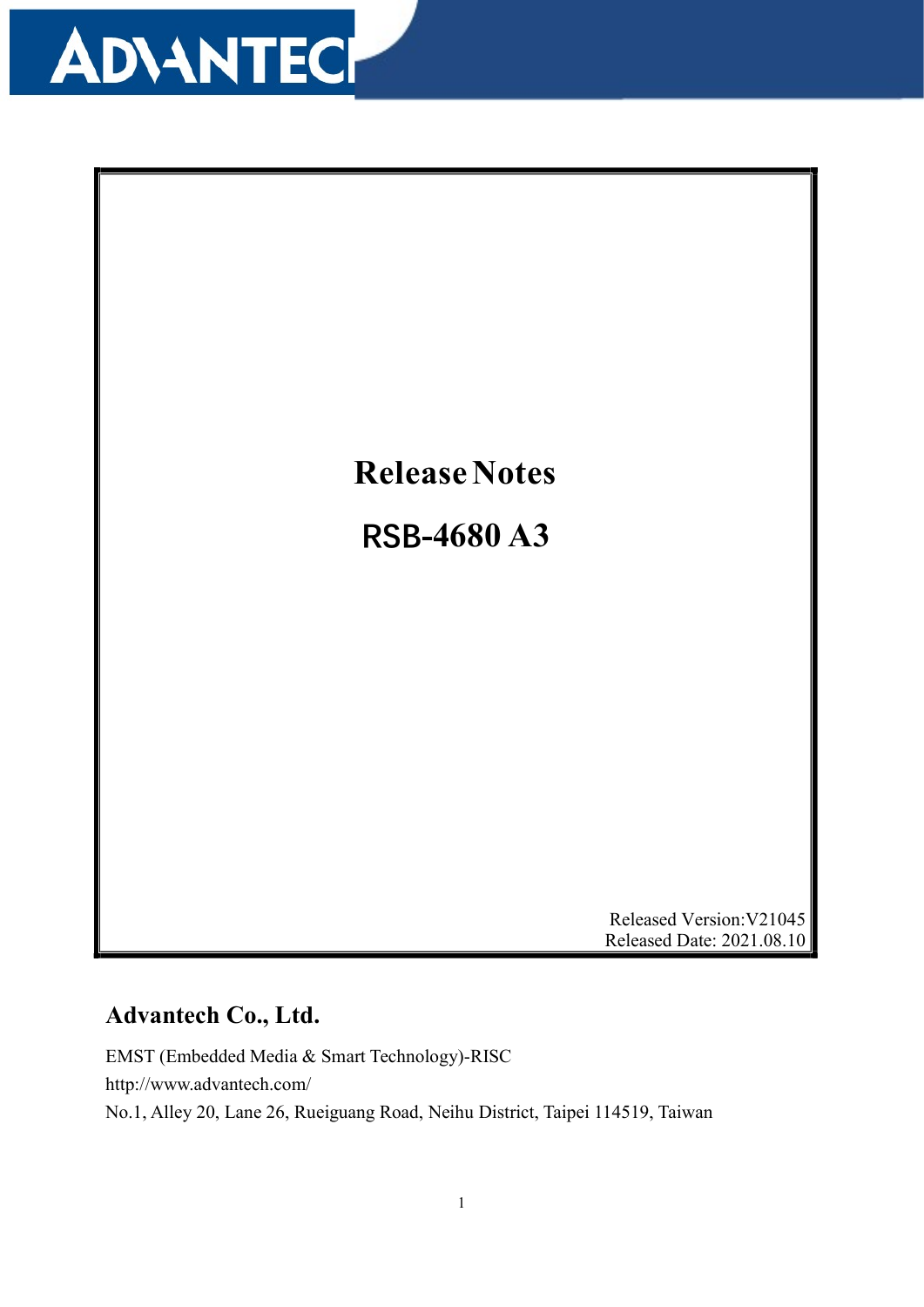# Release Notes

# RSB-4680 A3

Released Version:V21045
Released Date: 2021.08.10

## Advantech Co., Ltd.

EMST (Embedded Media & Smart Technology)-RISC
http://www.advantech.com/
No.1, Alley 20, Lane 26, Rueiguang Road, Neihu District, Taipei 114519, Taiwan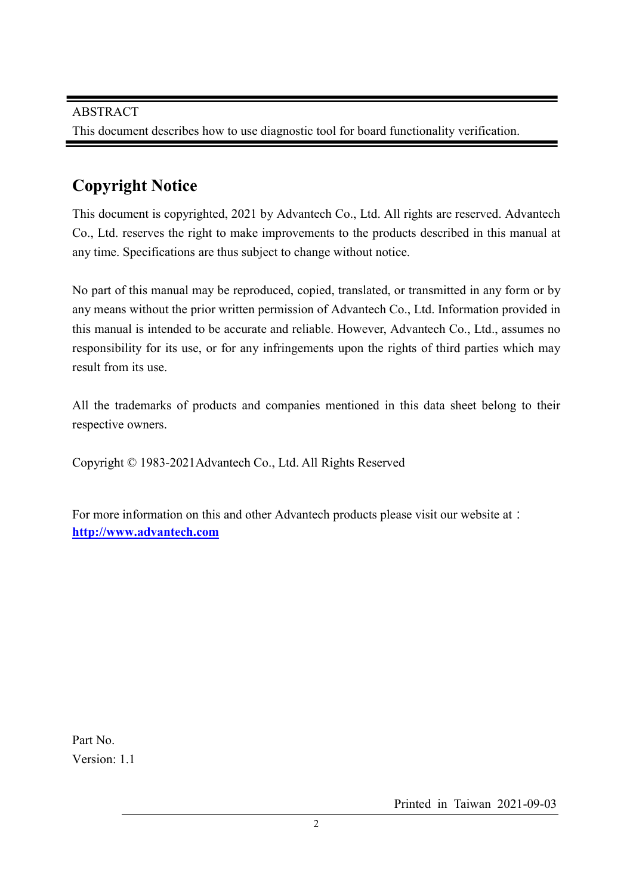ABSTRACT

This document describes how to use diagnostic tool for board functionality verification.

## Copyright Notice

This document is copyrighted, 2021 by Advantech Co., Ltd. All rights are reserved. Advantech Co., Ltd. reserves the right to make improvements to the products described in this manual at any time. Specifications are thus subject to change without notice.

No part of this manual may be reproduced, copied, translated, or transmitted in any form or by any means without the prior written permission of Advantech Co., Ltd. Information provided in this manual is intended to be accurate and reliable. However, Advantech Co., Ltd., assumes no responsibility for its use, or for any infringements upon the rights of third parties which may result from its use.

All the trademarks of products and companies mentioned in this data sheet belong to their respective owners.

Copyright © 1983-2021Advantech Co., Ltd. All Rights Reserved

For more information on this and other Advantech products please visit our website at：
**[http://www.advantech.com](http://www.advantech.com)**

Part No.
Version: 1.1

Printed in Taiwan 2021-09-03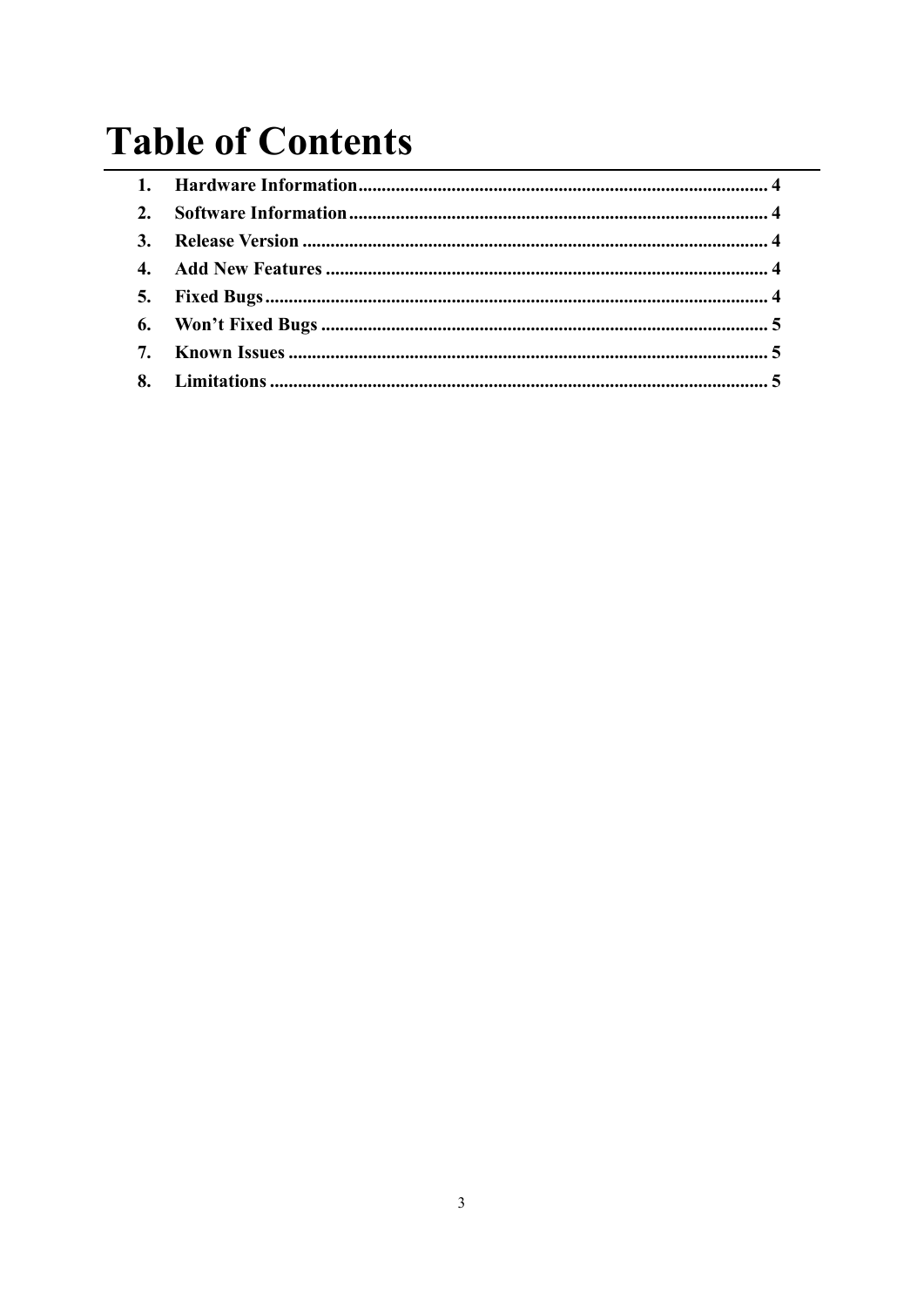# Table of Contents

1. **Hardware Information** ........................................................................................ 4
2. **Software Information** .......................................................................................... 4
3. **Release Version** .................................................................................................... 4
4. **Add New Features** ............................................................................................... 4
5. **Fixed Bugs** ............................................................................................................ 4
6. **Won't Fixed Bugs** ................................................................................................ 5
7. **Known Issues** ....................................................................................................... 5
8. **Limitations** ........................................................................................................... 5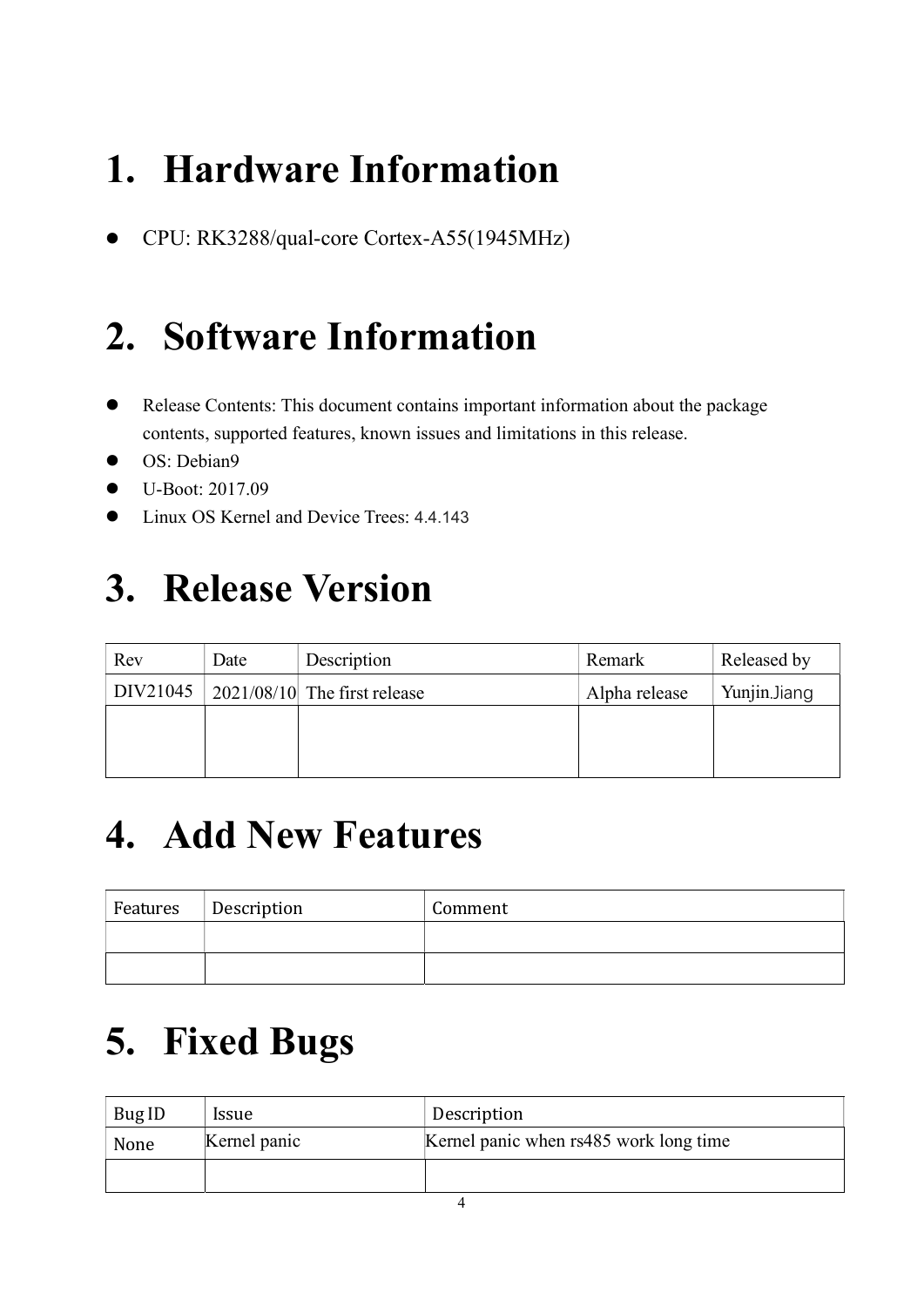# 1. Hardware Information

- CPU: RK3288/qual-core Cortex-A55(1945MHz)

# 2. Software Information

- Release Contents: This document contains important information about the package contents, supported features, known issues and limitations in this release.
- OS: Debian9
- U-Boot: 2017.09
- Linux OS Kernel and Device Trees: 4.4.143

# 3. Release Version

| Rev | Date | Description | Remark | Released by |
|---|---|---|---|---|
| DIV21045 | 2021/08/10 | The first release | Alpha release | Yunjin.Jiang |
| | | | | |

# 4. Add New Features

| Features | Description | Comment |
|---|---|---|
| | | |
| | | |

# 5. Fixed Bugs

| Bug ID | Issue | Description |
|---|---|---|
| None | Kernel panic | Kernel panic when rs485 work long time |
| | | |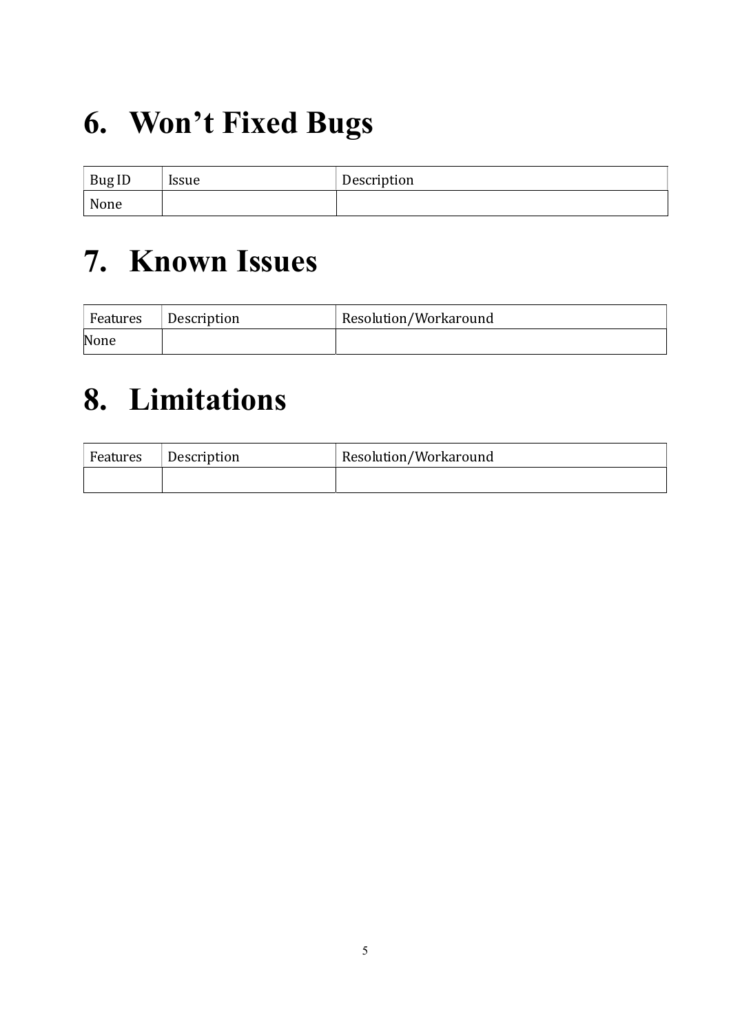# 6. Won’t Fixed Bugs

| Bug ID | Issue | Description |
| --- | --- | --- |
| None | | |

# 7. Known Issues

| Features | Description | Resolution/Workaround |
| --- | --- | --- |
| None | | |

# 8. Limitations

| Features | Description | Resolution/Workaround |
| --- | --- | --- |
| | | |